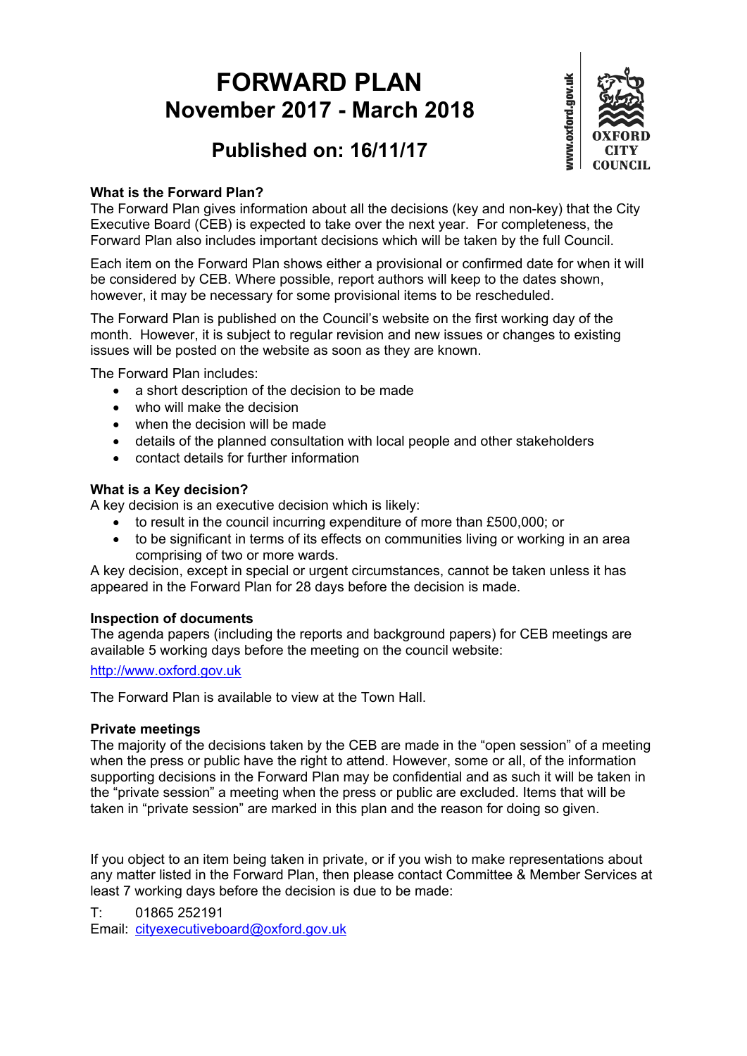# FORWARD PLAN
## November 2017 - March 2018

## Published on: 16/11/17

www.oxford.gov.uk

OXFORD CITY COUNCIL

### What is the Forward Plan?

The Forward Plan gives information about all the decisions (key and non-key) that the City Executive Board (CEB) is expected to take over the next year. For completeness, the Forward Plan also includes important decisions which will be taken by the full Council.

Each item on the Forward Plan shows either a provisional or confirmed date for when it will be considered by CEB. Where possible, report authors will keep to the dates shown, however, it may be necessary for some provisional items to be rescheduled.

The Forward Plan is published on the Council's website on the first working day of the month. However, it is subject to regular revision and new issues or changes to existing issues will be posted on the website as soon as they are known.

The Forward Plan includes:

- a short description of the decision to be made
- who will make the decision
- when the decision will be made
- details of the planned consultation with local people and other stakeholders
- contact details for further information

### What is a Key decision?

A key decision is an executive decision which is likely:

- to result in the council incurring expenditure of more than £500,000; or
- to be significant in terms of its effects on communities living or working in an area comprising of two or more wards.

A key decision, except in special or urgent circumstances, cannot be taken unless it has appeared in the Forward Plan for 28 days before the decision is made.

### Inspection of documents

The agenda papers (including the reports and background papers) for CEB meetings are available 5 working days before the meeting on the council website:

http://www.oxford.gov.uk

The Forward Plan is available to view at the Town Hall.

### Private meetings

The majority of the decisions taken by the CEB are made in the "open session" of a meeting when the press or public have the right to attend. However, some or all, of the information supporting decisions in the Forward Plan may be confidential and as such it will be taken in the "private session" a meeting when the press or public are excluded. Items that will be taken in "private session" are marked in this plan and the reason for doing so given.

If you object to an item being taken in private, or if you wish to make representations about any matter listed in the Forward Plan, then please contact Committee & Member Services at least 7 working days before the decision is due to be made:

T: 01865 252191
Email: cityexecutiveboard@oxford.gov.uk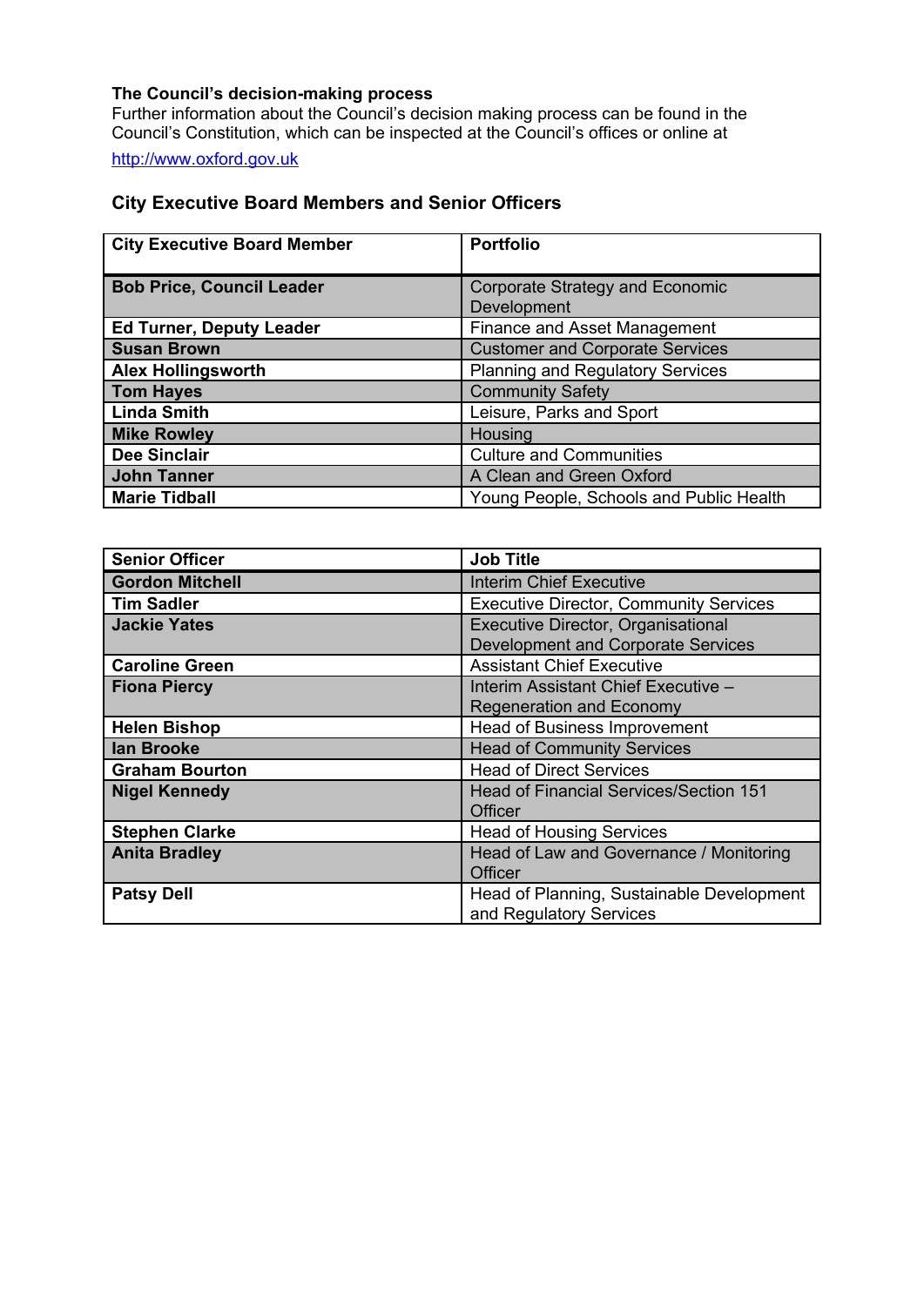**The Council's decision-making process**

Further information about the Council's decision making process can be found in the Council's Constitution, which can be inspected at the Council's offices or online at http://www.oxford.gov.uk

## City Executive Board Members and Senior Officers

| City Executive Board Member | Portfolio |
|---|---|
| **Bob Price, Council Leader** | Corporate Strategy and Economic Development |
| **Ed Turner, Deputy Leader** | Finance and Asset Management |
| **Susan Brown** | Customer and Corporate Services |
| **Alex Hollingsworth** | Planning and Regulatory Services |
| **Tom Hayes** | Community Safety |
| **Linda Smith** | Leisure, Parks and Sport |
| **Mike Rowley** | Housing |
| **Dee Sinclair** | Culture and Communities |
| **John Tanner** | A Clean and Green Oxford |
| **Marie Tidball** | Young People, Schools and Public Health |

| Senior Officer | Job Title |
|---|---|
| **Gordon Mitchell** | Interim Chief Executive |
| **Tim Sadler** | Executive Director, Community Services |
| **Jackie Yates** | Executive Director, Organisational Development and Corporate Services |
| **Caroline Green** | Assistant Chief Executive |
| **Fiona Piercy** | Interim Assistant Chief Executive – Regeneration and Economy |
| **Helen Bishop** | Head of Business Improvement |
| **Ian Brooke** | Head of Community Services |
| **Graham Bourton** | Head of Direct Services |
| **Nigel Kennedy** | Head of Financial Services/Section 151 Officer |
| **Stephen Clarke** | Head of Housing Services |
| **Anita Bradley** | Head of Law and Governance / Monitoring Officer |
| **Patsy Dell** | Head of Planning, Sustainable Development and Regulatory Services |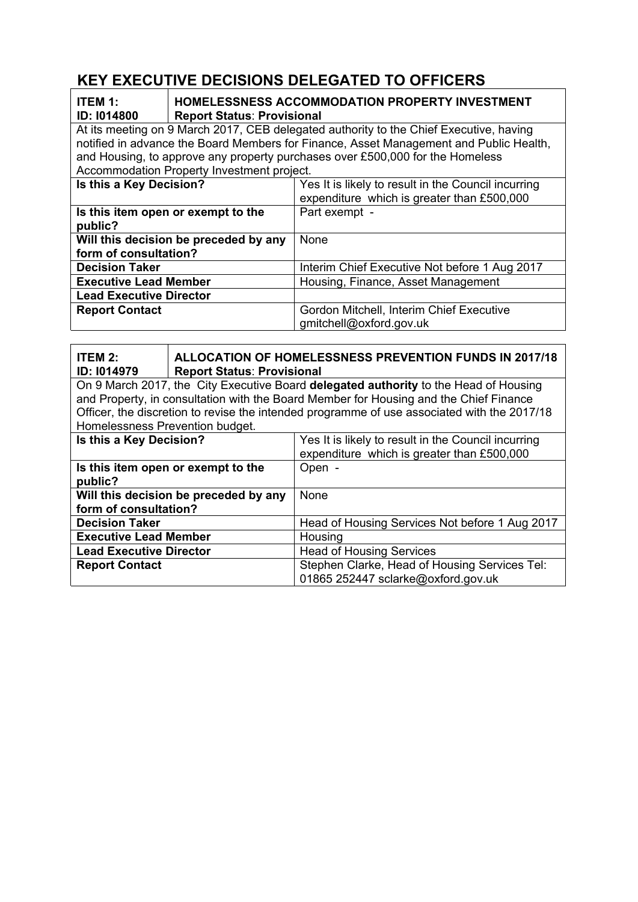# KEY EXECUTIVE DECISIONS DELEGATED TO OFFICERS

| ITEM 1: ID: I014800 | HOMELESSNESS ACCOMMODATION PROPERTY INVESTMENT **Report Status**: **Provisional** |
|---|---|
| At its meeting on 9 March 2017, CEB delegated authority to the Chief Executive, having notified in advance the Board Members for Finance, Asset Management and Public Health, and Housing, to approve any property purchases over £500,000 for the Homeless Accommodation Property Investment project. | |
| **Is this a Key Decision?** | Yes It is likely to result in the Council incurring expenditure which is greater than £500,000 |
| **Is this item open or exempt to the public?** | Part exempt - |
| **Will this decision be preceded by any form of consultation?** | None |
| **Decision Taker** | Interim Chief Executive Not before 1 Aug 2017 |
| **Executive Lead Member** | Housing, Finance, Asset Management |
| **Lead Executive Director** | |
| **Report Contact** | Gordon Mitchell, Interim Chief Executive gmitchell@oxford.gov.uk |

| ITEM 2: ID: I014979 | ALLOCATION OF HOMELESSNESS PREVENTION FUNDS IN 2017/18 **Report Status**: **Provisional** |
|---|---|
| On 9 March 2017, the City Executive Board **delegated authority** to the Head of Housing and Property, in consultation with the Board Member for Housing and the Chief Finance Officer, the discretion to revise the intended programme of use associated with the 2017/18 Homelessness Prevention budget. | |
| **Is this a Key Decision?** | Yes It is likely to result in the Council incurring expenditure which is greater than £500,000 |
| **Is this item open or exempt to the public?** | Open - |
| **Will this decision be preceded by any form of consultation?** | None |
| **Decision Taker** | Head of Housing Services Not before 1 Aug 2017 |
| **Executive Lead Member** | Housing |
| **Lead Executive Director** | Head of Housing Services |
| **Report Contact** | Stephen Clarke, Head of Housing Services Tel: 01865 252447 sclarke@oxford.gov.uk |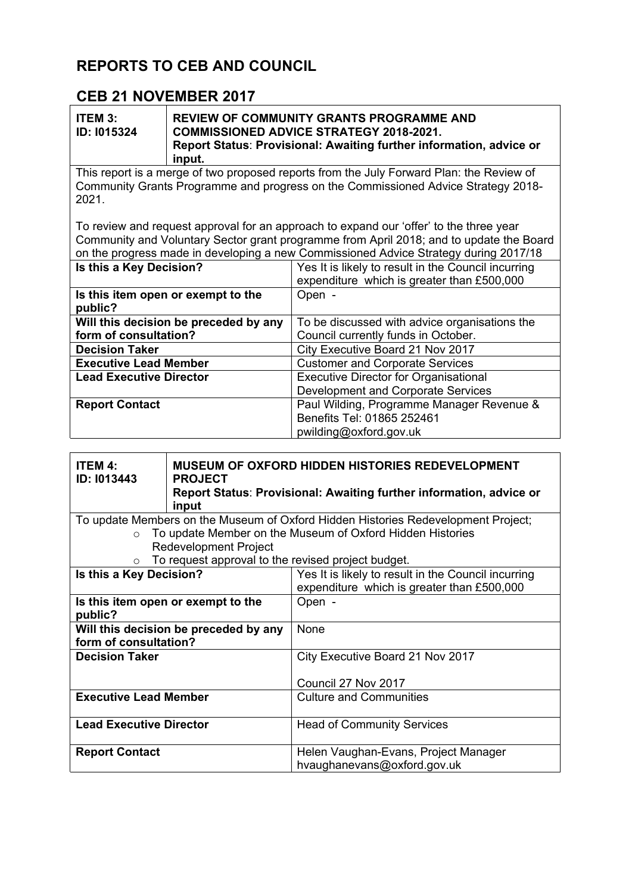# REPORTS TO CEB AND COUNCIL

## CEB 21 NOVEMBER 2017

| **ITEM 3: ID: I015324** | **REVIEW OF COMMUNITY GRANTS PROGRAMME AND COMMISSIONED ADVICE STRATEGY 2018-2021. Report Status: Provisional: Awaiting further information, advice or input.** |
|---|---|
| This report is a merge of two proposed reports from the July Forward Plan: the Review of Community Grants Programme and progress on the Commissioned Advice Strategy 2018-2021.<br><br>To review and request approval for an approach to expand our 'offer' to the three year Community and Voluntary Sector grant programme from April 2018; and to update the Board on the progress made in developing a new Commissioned Advice Strategy during 2017/18 | |
| **Is this a Key Decision?** | Yes It is likely to result in the Council incurring expenditure which is greater than £500,000 |
| **Is this item open or exempt to the public?** | Open - |
| **Will this decision be preceded by any form of consultation?** | To be discussed with advice organisations the Council currently funds in October. |
| **Decision Taker** | City Executive Board 21 Nov 2017 |
| **Executive Lead Member** | Customer and Corporate Services |
| **Lead Executive Director** | Executive Director for Organisational Development and Corporate Services |
| **Report Contact** | Paul Wilding, Programme Manager Revenue & Benefits Tel: 01865 252461 pwilding@oxford.gov.uk |

| **ITEM 4: ID: I013443** | **MUSEUM OF OXFORD HIDDEN HISTORIES REDEVELOPMENT PROJECT Report Status: Provisional: Awaiting further information, advice or input** |
|---|---|
| To update Members on the Museum of Oxford Hidden Histories Redevelopment Project;<br>◦ To update Member on the Museum of Oxford Hidden Histories Redevelopment Project<br>◦ To request approval to the revised project budget. | |
| **Is this a Key Decision?** | Yes It is likely to result in the Council incurring expenditure which is greater than £500,000 |
| **Is this item open or exempt to the public?** | Open - |
| **Will this decision be preceded by any form of consultation?** | None |
| **Decision Taker** | City Executive Board 21 Nov 2017<br><br>Council 27 Nov 2017 |
| **Executive Lead Member** | Culture and Communities |
| **Lead Executive Director** | Head of Community Services |
| **Report Contact** | Helen Vaughan-Evans, Project Manager hvaughanevans@oxford.gov.uk |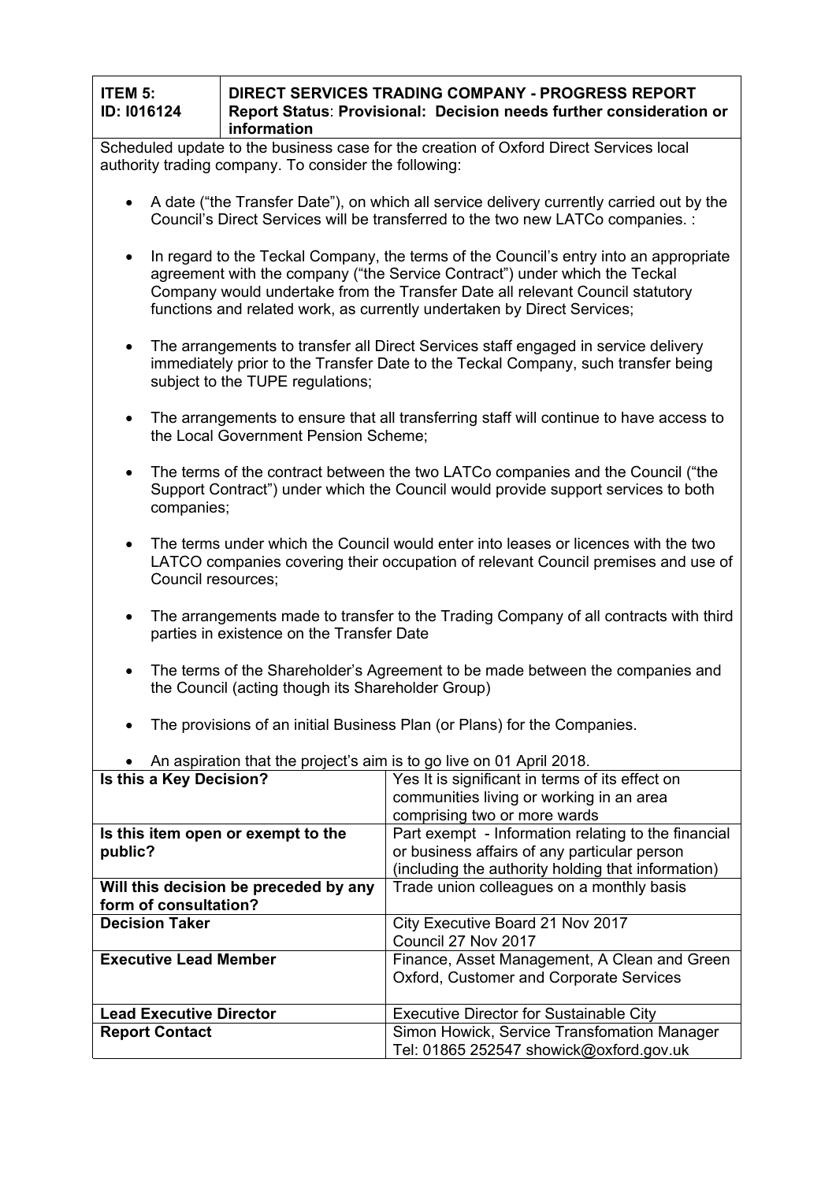| ITEM 5: ID: I016124 | DIRECT SERVICES TRADING COMPANY - PROGRESS REPORT Report Status: Provisional: Decision needs further consideration or information |
|---|---|

Scheduled update to the business case for the creation of Oxford Direct Services local authority trading company. To consider the following:

- A date ("the Transfer Date"), on which all service delivery currently carried out by the Council's Direct Services will be transferred to the two new LATCo companies. :
- In regard to the Teckal Company, the terms of the Council's entry into an appropriate agreement with the company ("the Service Contract") under which the Teckal Company would undertake from the Transfer Date all relevant Council statutory functions and related work, as currently undertaken by Direct Services;
- The arrangements to transfer all Direct Services staff engaged in service delivery immediately prior to the Transfer Date to the Teckal Company, such transfer being subject to the TUPE regulations;
- The arrangements to ensure that all transferring staff will continue to have access to the Local Government Pension Scheme;
- The terms of the contract between the two LATCo companies and the Council ("the Support Contract") under which the Council would provide support services to both companies;
- The terms under which the Council would enter into leases or licences with the two LATCO companies covering their occupation of relevant Council premises and use of Council resources;
- The arrangements made to transfer to the Trading Company of all contracts with third parties in existence on the Transfer Date
- The terms of the Shareholder's Agreement to be made between the companies and the Council (acting though its Shareholder Group)
- The provisions of an initial Business Plan (or Plans) for the Companies.
- An aspiration that the project's aim is to go live on 01 April 2018.

| | |
|---|---|
| **Is this a Key Decision?** | Yes It is significant in terms of its effect on communities living or working in an area comprising two or more wards |
| **Is this item open or exempt to the public?** | Part exempt - Information relating to the financial or business affairs of any particular person (including the authority holding that information) |
| **Will this decision be preceded by any form of consultation?** | Trade union colleagues on a monthly basis |
| **Decision Taker** | City Executive Board 21 Nov 2017<br>Council 27 Nov 2017 |
| **Executive Lead Member** | Finance, Asset Management, A Clean and Green Oxford, Customer and Corporate Services |
| **Lead Executive Director** | Executive Director for Sustainable City |
| **Report Contact** | Simon Howick, Service Transfomation Manager<br>Tel: 01865 252547 showick@oxford.gov.uk |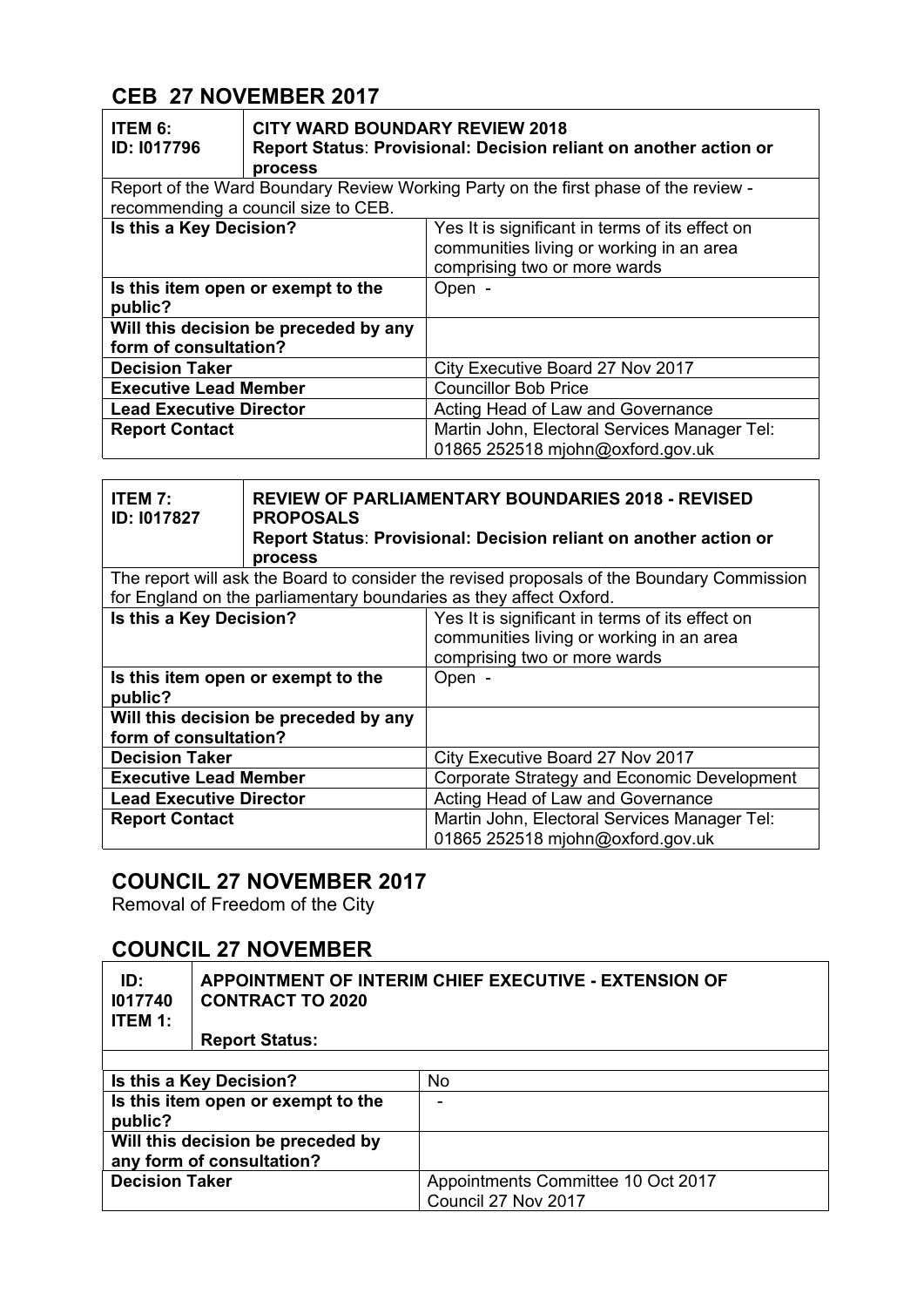## CEB 27 NOVEMBER 2017

| ITEM 6: ID: I017796 | CITY WARD BOUNDARY REVIEW 2018 Report Status: Provisional: Decision reliant on another action or process |
|---|---|
| Report of the Ward Boundary Review Working Party on the first phase of the review - recommending a council size to CEB. | |
| **Is this a Key Decision?** | Yes It is significant in terms of its effect on communities living or working in an area comprising two or more wards |
| **Is this item open or exempt to the public?** | Open - |
| **Will this decision be preceded by any form of consultation?** | |
| **Decision Taker** | City Executive Board 27 Nov 2017 |
| **Executive Lead Member** | Councillor Bob Price |
| **Lead Executive Director** | Acting Head of Law and Governance |
| **Report Contact** | Martin John, Electoral Services Manager Tel: 01865 252518 mjohn@oxford.gov.uk |

| ITEM 7: ID: I017827 | REVIEW OF PARLIAMENTARY BOUNDARIES 2018 - REVISED PROPOSALS Report Status: Provisional: Decision reliant on another action or process |
|---|---|
| The report will ask the Board to consider the revised proposals of the Boundary Commission for England on the parliamentary boundaries as they affect Oxford. | |
| **Is this a Key Decision?** | Yes It is significant in terms of its effect on communities living or working in an area comprising two or more wards |
| **Is this item open or exempt to the public?** | Open - |
| **Will this decision be preceded by any form of consultation?** | |
| **Decision Taker** | City Executive Board 27 Nov 2017 |
| **Executive Lead Member** | Corporate Strategy and Economic Development |
| **Lead Executive Director** | Acting Head of Law and Governance |
| **Report Contact** | Martin John, Electoral Services Manager Tel: 01865 252518 mjohn@oxford.gov.uk |

## COUNCIL 27 NOVEMBER 2017

Removal of Freedom of the City

## COUNCIL 27 NOVEMBER

| ID: I017740 ITEM 1: | APPOINTMENT OF INTERIM CHIEF EXECUTIVE - EXTENSION OF CONTRACT TO 2020 Report Status: |
|---|---|
| | |
| **Is this a Key Decision?** | No |
| **Is this item open or exempt to the public?** | - |
| **Will this decision be preceded by any form of consultation?** | |
| **Decision Taker** | Appointments Committee 10 Oct 2017 Council 27 Nov 2017 |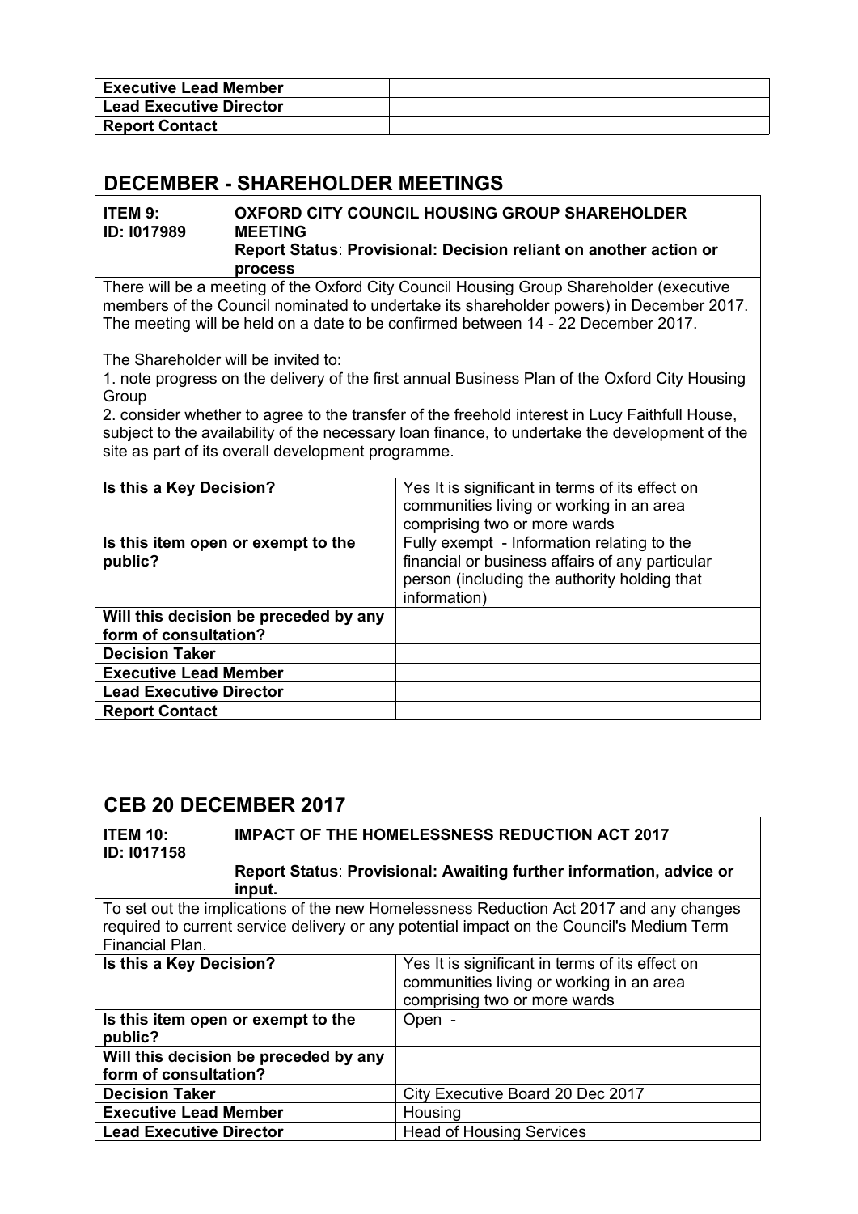| Executive Lead Member | |
|---|---|
| Lead Executive Director | |
| Report Contact | |

## DECEMBER - SHAREHOLDER MEETINGS

| ITEM 9: ID: I017989 | OXFORD CITY COUNCIL HOUSING GROUP SHAREHOLDER MEETING Report Status: Provisional: Decision reliant on another action or process |
|---|---|

There will be a meeting of the Oxford City Council Housing Group Shareholder (executive members of the Council nominated to undertake its shareholder powers) in December 2017. The meeting will be held on a date to be confirmed between 14 - 22 December 2017.

The Shareholder will be invited to:
1. note progress on the delivery of the first annual Business Plan of the Oxford City Housing Group
2. consider whether to agree to the transfer of the freehold interest in Lucy Faithfull House, subject to the availability of the necessary loan finance, to undertake the development of the site as part of its overall development programme.

| Is this a Key Decision? | Yes It is significant in terms of its effect on communities living or working in an area comprising two or more wards |
|---|---|
| Is this item open or exempt to the public? | Fully exempt - Information relating to the financial or business affairs of any particular person (including the authority holding that information) |
| Will this decision be preceded by any form of consultation? | |
| Decision Taker | |
| Executive Lead Member | |
| Lead Executive Director | |
| Report Contact | |

## CEB 20 DECEMBER 2017

| ITEM 10: ID: I017158 | IMPACT OF THE HOMELESSNESS REDUCTION ACT 2017 Report Status: Provisional: Awaiting further information, advice or input. |
|---|---|

To set out the implications of the new Homelessness Reduction Act 2017 and any changes required to current service delivery or any potential impact on the Council's Medium Term Financial Plan.

| Is this a Key Decision? | Yes It is significant in terms of its effect on communities living or working in an area comprising two or more wards |
|---|---|
| Is this item open or exempt to the public? | Open - |
| Will this decision be preceded by any form of consultation? | |
| Decision Taker | City Executive Board 20 Dec 2017 |
| Executive Lead Member | Housing |
| Lead Executive Director | Head of Housing Services |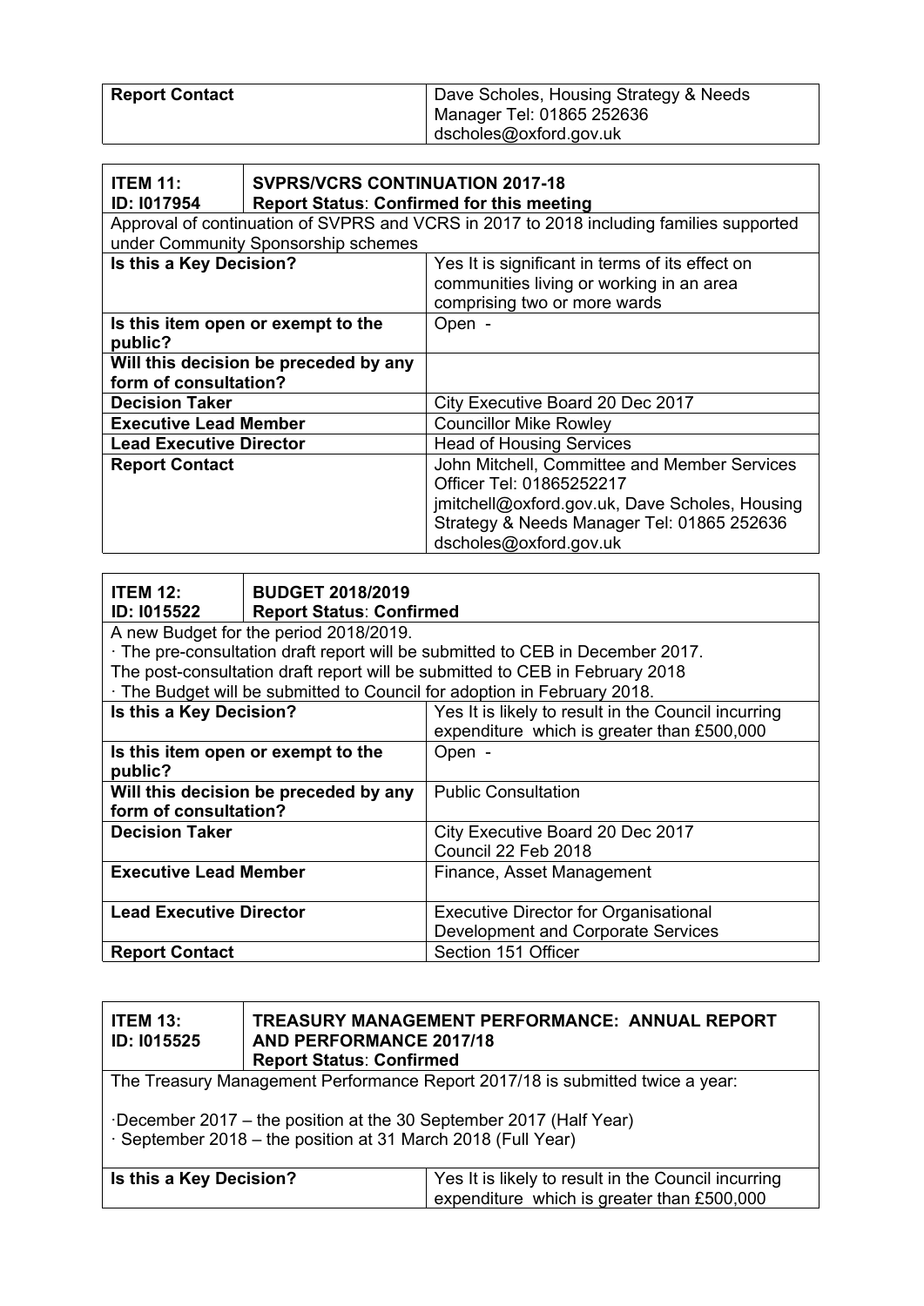| Report Contact | Dave Scholes, Housing Strategy & Needs Manager Tel: 01865 252636 dscholes@oxford.gov.uk |
| --- | --- |

| ITEM 11: ID: I017954 | SVPRS/VCRS CONTINUATION 2017-18 Report Status: Confirmed for this meeting |
| --- | --- |
| Approval of continuation of SVPRS and VCRS in 2017 to 2018 including families supported under Community Sponsorship schemes | |
| **Is this a Key Decision?** | Yes It is significant in terms of its effect on communities living or working in an area comprising two or more wards |
| **Is this item open or exempt to the public?** | Open - |
| **Will this decision be preceded by any form of consultation?** | |
| **Decision Taker** | City Executive Board 20 Dec 2017 |
| **Executive Lead Member** | Councillor Mike Rowley |
| **Lead Executive Director** | Head of Housing Services |
| **Report Contact** | John Mitchell, Committee and Member Services Officer Tel: 01865252217 jmitchell@oxford.gov.uk, Dave Scholes, Housing Strategy & Needs Manager Tel: 01865 252636 dscholes@oxford.gov.uk |

| ITEM 12: ID: I015522 | BUDGET 2018/2019 Report Status: Confirmed |
| --- | --- |
| A new Budget for the period 2018/2019. · The pre-consultation draft report will be submitted to CEB in December 2017. The post-consultation draft report will be submitted to CEB in February 2018 · The Budget will be submitted to Council for adoption in February 2018. | |
| **Is this a Key Decision?** | Yes It is likely to result in the Council incurring expenditure which is greater than £500,000 |
| **Is this item open or exempt to the public?** | Open - |
| **Will this decision be preceded by any form of consultation?** | Public Consultation |
| **Decision Taker** | City Executive Board 20 Dec 2017 Council 22 Feb 2018 |
| **Executive Lead Member** | Finance, Asset Management |
| **Lead Executive Director** | Executive Director for Organisational Development and Corporate Services |
| **Report Contact** | Section 151 Officer |

| ITEM 13: ID: I015525 | TREASURY MANAGEMENT PERFORMANCE: ANNUAL REPORT AND PERFORMANCE 2017/18 Report Status: Confirmed |
| --- | --- |
| The Treasury Management Performance Report 2017/18 is submitted twice a year: ·December 2017 – the position at the 30 September 2017 (Half Year) · September 2018 – the position at 31 March 2018 (Full Year) | |
| **Is this a Key Decision?** | Yes It is likely to result in the Council incurring expenditure which is greater than £500,000 |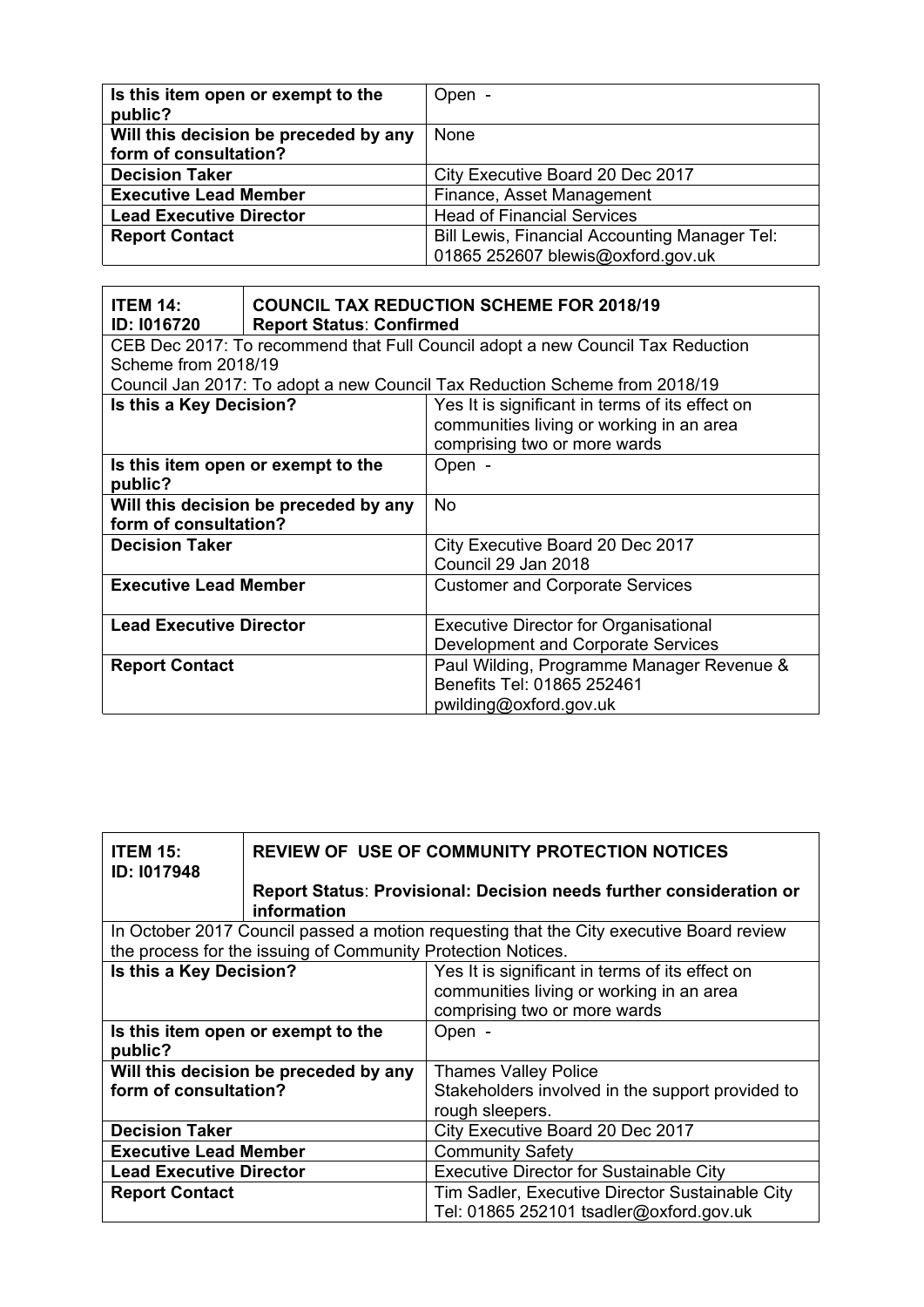| Is this item open or exempt to the public? | Open - |
| --- | --- |
| Will this decision be preceded by any form of consultation? | None |
| Decision Taker | City Executive Board 20 Dec 2017 |
| Executive Lead Member | Finance, Asset Management |
| Lead Executive Director | Head of Financial Services |
| Report Contact | Bill Lewis, Financial Accounting Manager Tel: 01865 252607 blewis@oxford.gov.uk |

| ITEM 14: ID: I016720 | COUNCIL TAX REDUCTION SCHEME FOR 2018/19 Report Status: Confirmed |
| --- | --- |
| CEB Dec 2017: To recommend that Full Council adopt a new Council Tax Reduction Scheme from 2018/19<br>Council Jan 2017: To adopt a new Council Tax Reduction Scheme from 2018/19 | |
| Is this a Key Decision? | Yes It is significant in terms of its effect on communities living or working in an area comprising two or more wards |
| Is this item open or exempt to the public? | Open - |
| Will this decision be preceded by any form of consultation? | No |
| Decision Taker | City Executive Board 20 Dec 2017<br>Council 29 Jan 2018 |
| Executive Lead Member | Customer and Corporate Services |
| Lead Executive Director | Executive Director for Organisational Development and Corporate Services |
| Report Contact | Paul Wilding, Programme Manager Revenue & Benefits Tel: 01865 252461 pwilding@oxford.gov.uk |

| ITEM 15: ID: I017948 | REVIEW OF USE OF COMMUNITY PROTECTION NOTICES<br><br>Report Status: Provisional: Decision needs further consideration or information |
| --- | --- |
| In October 2017 Council passed a motion requesting that the City executive Board review the process for the issuing of Community Protection Notices. | |
| Is this a Key Decision? | Yes It is significant in terms of its effect on communities living or working in an area comprising two or more wards |
| Is this item open or exempt to the public? | Open - |
| Will this decision be preceded by any form of consultation? | Thames Valley Police<br>Stakeholders involved in the support provided to rough sleepers. |
| Decision Taker | City Executive Board 20 Dec 2017 |
| Executive Lead Member | Community Safety |
| Lead Executive Director | Executive Director for Sustainable City |
| Report Contact | Tim Sadler, Executive Director Sustainable City Tel: 01865 252101 tsadler@oxford.gov.uk |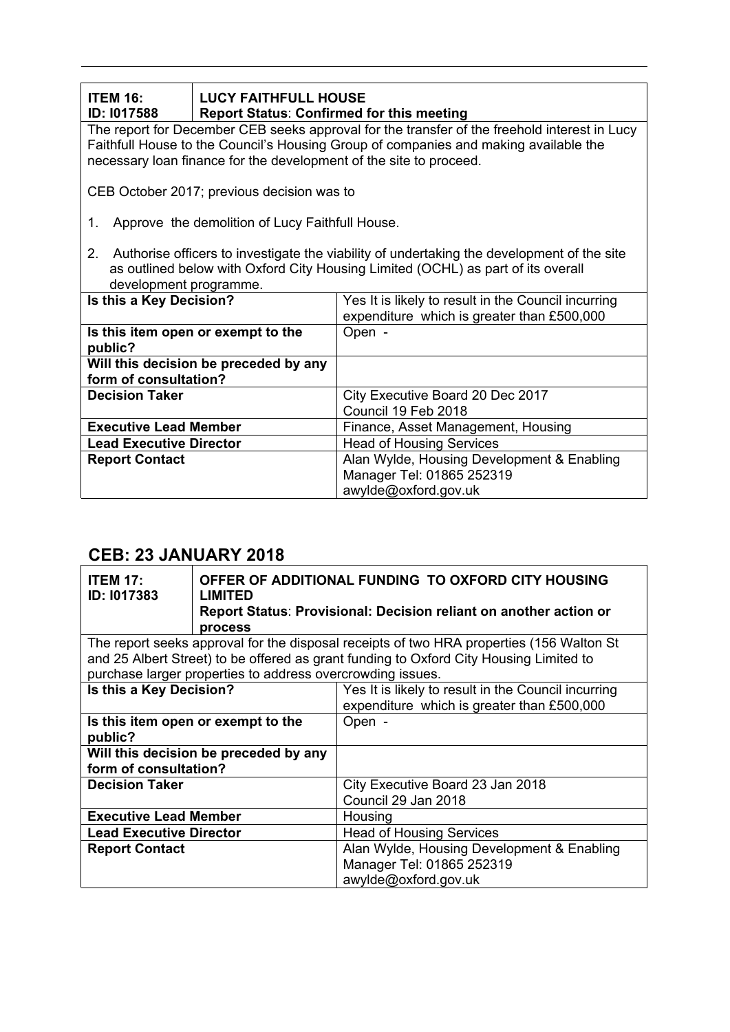| **ITEM 16: ID: I017588** | **LUCY FAITHFULL HOUSE Report Status: Confirmed for this meeting** |
|---|---|

The report for December CEB seeks approval for the transfer of the freehold interest in Lucy Faithfull House to the Council's Housing Group of companies and making available the necessary loan finance for the development of the site to proceed.

CEB October 2017; previous decision was to

1. Approve the demolition of Lucy Faithfull House.
2. Authorise officers to investigate the viability of undertaking the development of the site as outlined below with Oxford City Housing Limited (OCHL) as part of its overall development programme.

| | |
|---|---|
| **Is this a Key Decision?** | Yes It is likely to result in the Council incurring expenditure which is greater than £500,000 |
| **Is this item open or exempt to the public?** | Open - |
| **Will this decision be preceded by any form of consultation?** | |
| **Decision Taker** | City Executive Board 20 Dec 2017<br>Council 19 Feb 2018 |
| **Executive Lead Member** | Finance, Asset Management, Housing |
| **Lead Executive Director** | Head of Housing Services |
| **Report Contact** | Alan Wylde, Housing Development & Enabling Manager Tel: 01865 252319<br>awylde@oxford.gov.uk |

## CEB: 23 JANUARY 2018

| **ITEM 17: ID: I017383** | **OFFER OF ADDITIONAL FUNDING TO OXFORD CITY HOUSING LIMITED Report Status: Provisional: Decision reliant on another action or process** |
|---|---|

The report seeks approval for the disposal receipts of two HRA properties (156 Walton St and 25 Albert Street) to be offered as grant funding to Oxford City Housing Limited to purchase larger properties to address overcrowding issues.

| | |
|---|---|
| **Is this a Key Decision?** | Yes It is likely to result in the Council incurring expenditure which is greater than £500,000 |
| **Is this item open or exempt to the public?** | Open - |
| **Will this decision be preceded by any form of consultation?** | |
| **Decision Taker** | City Executive Board 23 Jan 2018<br>Council 29 Jan 2018 |
| **Executive Lead Member** | Housing |
| **Lead Executive Director** | Head of Housing Services |
| **Report Contact** | Alan Wylde, Housing Development & Enabling Manager Tel: 01865 252319<br>awylde@oxford.gov.uk |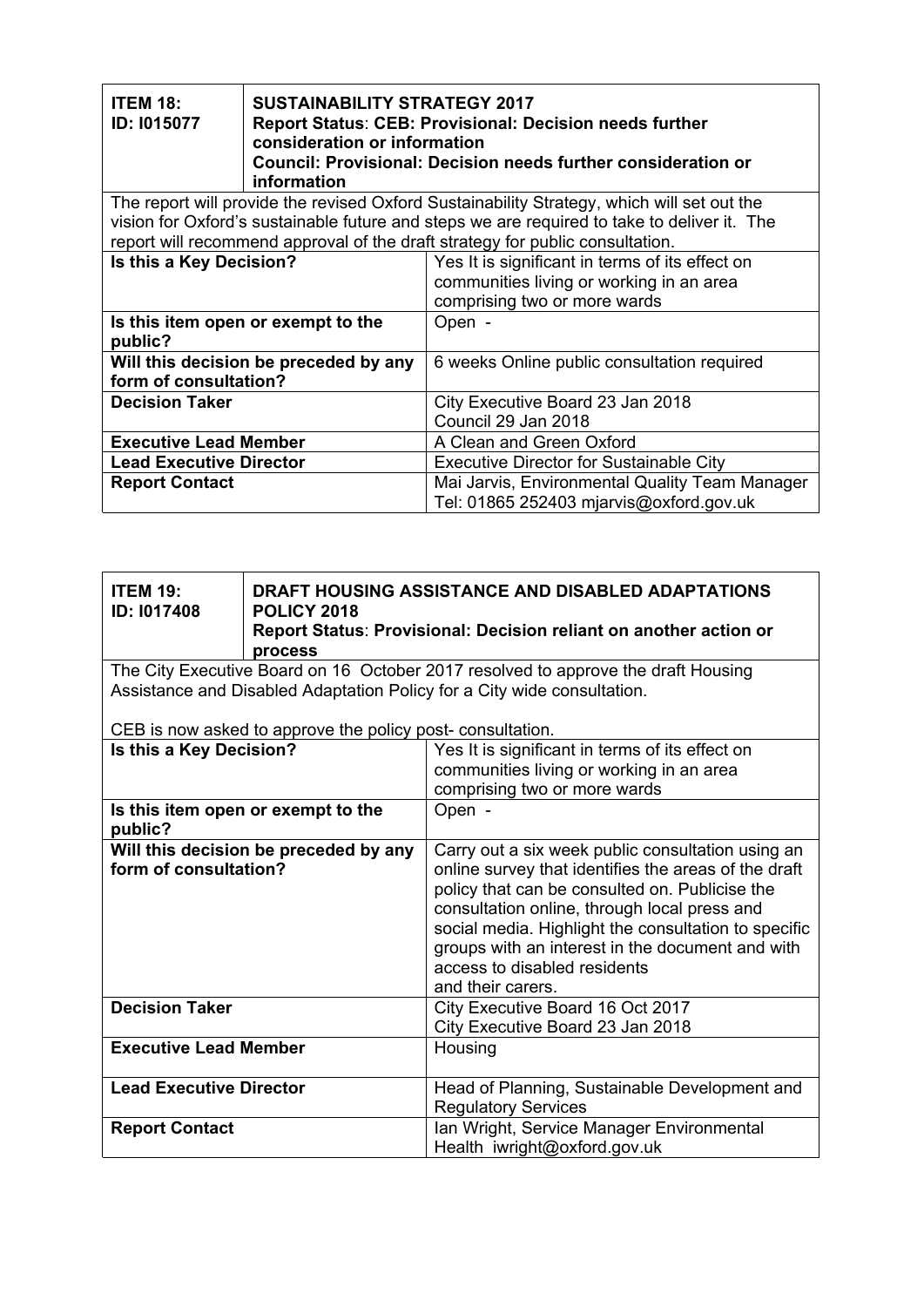| **ITEM 18: ID: I015077** | **SUSTAINABILITY STRATEGY 2017** **Report Status: CEB: Provisional: Decision needs further consideration or information** **Council: Provisional: Decision needs further consideration or information** |
|---|---|
| The report will provide the revised Oxford Sustainability Strategy, which will set out the vision for Oxford's sustainable future and steps we are required to take to deliver it. The report will recommend approval of the draft strategy for public consultation. | |
| **Is this a Key Decision?** | Yes It is significant in terms of its effect on communities living or working in an area comprising two or more wards |
| **Is this item open or exempt to the public?** | Open - |
| **Will this decision be preceded by any form of consultation?** | 6 weeks Online public consultation required |
| **Decision Taker** | City Executive Board 23 Jan 2018<br>Council 29 Jan 2018 |
| **Executive Lead Member** | A Clean and Green Oxford |
| **Lead Executive Director** | Executive Director for Sustainable City |
| **Report Contact** | Mai Jarvis, Environmental Quality Team Manager Tel: 01865 252403 mjarvis@oxford.gov.uk |

| **ITEM 19: ID: I017408** | **DRAFT HOUSING ASSISTANCE AND DISABLED ADAPTATIONS POLICY 2018** **Report Status: Provisional: Decision reliant on another action or process** |
|---|---|
| The City Executive Board on 16 October 2017 resolved to approve the draft Housing Assistance and Disabled Adaptation Policy for a City wide consultation.<br><br>CEB is now asked to approve the policy post- consultation. | |
| **Is this a Key Decision?** | Yes It is significant in terms of its effect on communities living or working in an area comprising two or more wards |
| **Is this item open or exempt to the public?** | Open - |
| **Will this decision be preceded by any form of consultation?** | Carry out a six week public consultation using an online survey that identifies the areas of the draft policy that can be consulted on. Publicise the consultation online, through local press and social media. Highlight the consultation to specific groups with an interest in the document and with access to disabled residents and their carers. |
| **Decision Taker** | City Executive Board 16 Oct 2017<br>City Executive Board 23 Jan 2018 |
| **Executive Lead Member** | Housing |
| **Lead Executive Director** | Head of Planning, Sustainable Development and Regulatory Services |
| **Report Contact** | Ian Wright, Service Manager Environmental Health iwright@oxford.gov.uk |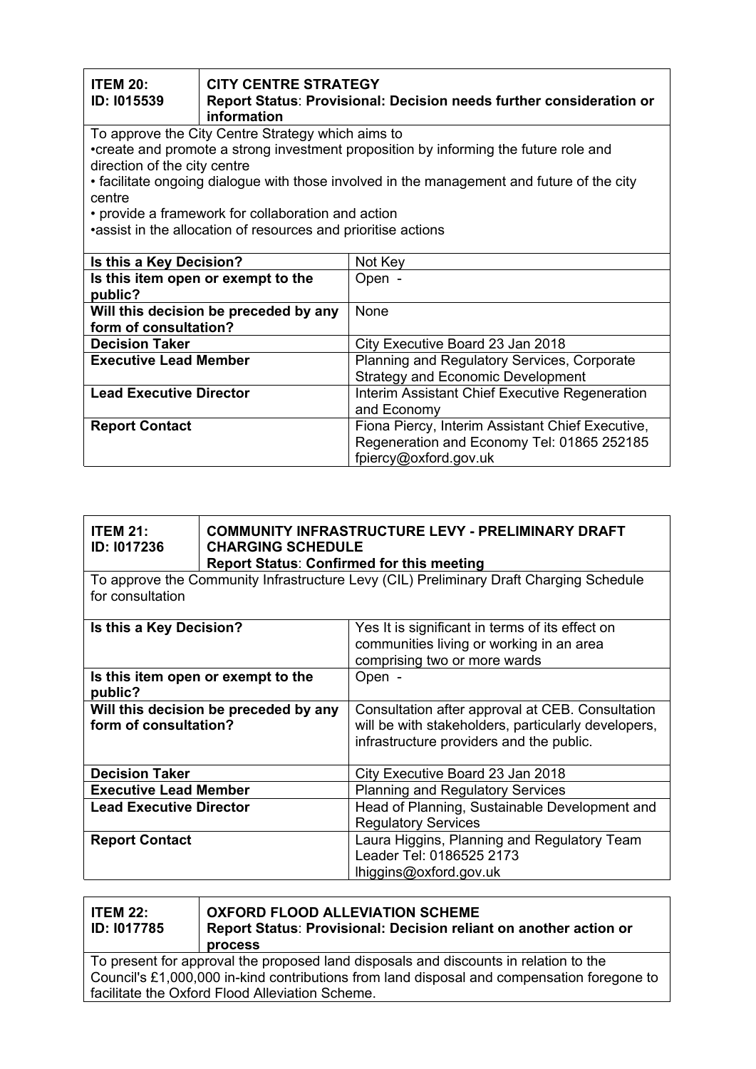| **ITEM 20: ID: I015539** | **CITY CENTRE STRATEGY Report Status: Provisional: Decision needs further consideration or information** |
|---|---|

To approve the City Centre Strategy which aims to
•create and promote a strong investment proposition by informing the future role and direction of the city centre
• facilitate ongoing dialogue with those involved in the management and future of the city centre
• provide a framework for collaboration and action
•assist in the allocation of resources and prioritise actions

| | |
|---|---|
| **Is this a Key Decision?** | Not Key |
| **Is this item open or exempt to the public?** | Open - |
| **Will this decision be preceded by any form of consultation?** | None |
| **Decision Taker** | City Executive Board 23 Jan 2018 |
| **Executive Lead Member** | Planning and Regulatory Services, Corporate Strategy and Economic Development |
| **Lead Executive Director** | Interim Assistant Chief Executive Regeneration and Economy |
| **Report Contact** | Fiona Piercy, Interim Assistant Chief Executive, Regeneration and Economy Tel: 01865 252185 fpiercy@oxford.gov.uk |

| **ITEM 21: ID: I017236** | **COMMUNITY INFRASTRUCTURE LEVY - PRELIMINARY DRAFT CHARGING SCHEDULE Report Status: Confirmed for this meeting** |
|---|---|

To approve the Community Infrastructure Levy (CIL) Preliminary Draft Charging Schedule for consultation

| | |
|---|---|
| **Is this a Key Decision?** | Yes It is significant in terms of its effect on communities living or working in an area comprising two or more wards |
| **Is this item open or exempt to the public?** | Open - |
| **Will this decision be preceded by any form of consultation?** | Consultation after approval at CEB. Consultation will be with stakeholders, particularly developers, infrastructure providers and the public. |
| **Decision Taker** | City Executive Board 23 Jan 2018 |
| **Executive Lead Member** | Planning and Regulatory Services |
| **Lead Executive Director** | Head of Planning, Sustainable Development and Regulatory Services |
| **Report Contact** | Laura Higgins, Planning and Regulatory Team Leader Tel: 0186525 2173 lhiggins@oxford.gov.uk |

| **ITEM 22: ID: I017785** | **OXFORD FLOOD ALLEVIATION SCHEME Report Status: Provisional: Decision reliant on another action or process** |
|---|---|

To present for approval the proposed land disposals and discounts in relation to the Council's £1,000,000 in-kind contributions from land disposal and compensation foregone to facilitate the Oxford Flood Alleviation Scheme.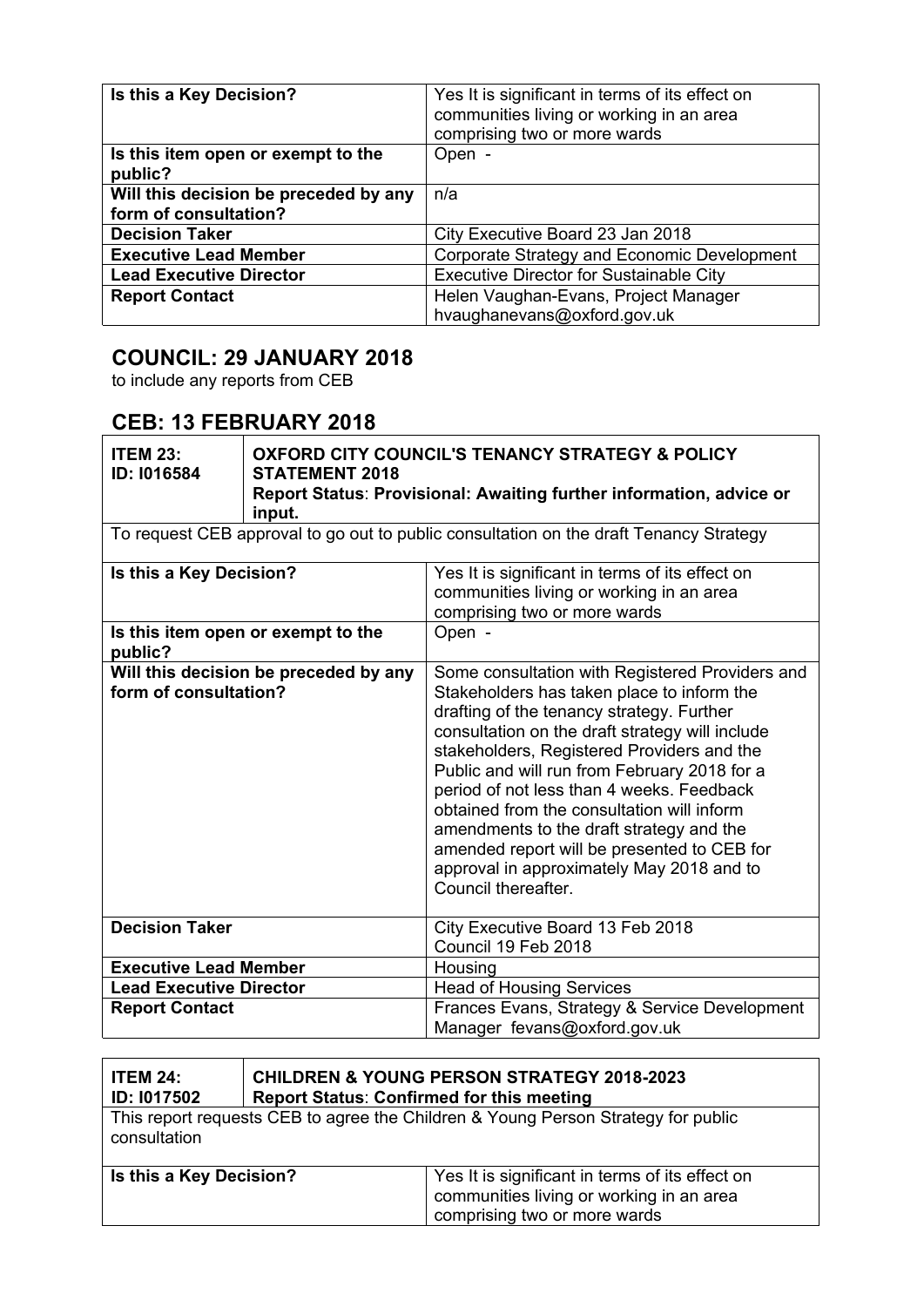| Is this a Key Decision? | Yes It is significant in terms of its effect on communities living or working in an area comprising two or more wards |
|---|---|
| Is this item open or exempt to the public? | Open - |
| Will this decision be preceded by any form of consultation? | n/a |
| Decision Taker | City Executive Board 23 Jan 2018 |
| Executive Lead Member | Corporate Strategy and Economic Development |
| Lead Executive Director | Executive Director for Sustainable City |
| Report Contact | Helen Vaughan-Evans, Project Manager hvaughanevans@oxford.gov.uk |

## COUNCIL: 29 JANUARY 2018

to include any reports from CEB

## CEB: 13 FEBRUARY 2018

| ITEM 23: ID: I016584 | OXFORD CITY COUNCIL'S TENANCY STRATEGY & POLICY STATEMENT 2018 Report Status: Provisional: Awaiting further information, advice or input. |
|---|---|
| To request CEB approval to go out to public consultation on the draft Tenancy Strategy | |
| Is this a Key Decision? | Yes It is significant in terms of its effect on communities living or working in an area comprising two or more wards |
| Is this item open or exempt to the public? | Open - |
| Will this decision be preceded by any form of consultation? | Some consultation with Registered Providers and Stakeholders has taken place to inform the drafting of the tenancy strategy. Further consultation on the draft strategy will include stakeholders, Registered Providers and the Public and will run from February 2018 for a period of not less than 4 weeks. Feedback obtained from the consultation will inform amendments to the draft strategy and the amended report will be presented to CEB for approval in approximately May 2018 and to Council thereafter. |
| Decision Taker | City Executive Board 13 Feb 2018 Council 19 Feb 2018 |
| Executive Lead Member | Housing |
| Lead Executive Director | Head of Housing Services |
| Report Contact | Frances Evans, Strategy & Service Development Manager fevans@oxford.gov.uk |

| ITEM 24: ID: I017502 | CHILDREN & YOUNG PERSON STRATEGY 2018-2023 Report Status: Confirmed for this meeting |
|---|---|
| This report requests CEB to agree the Children & Young Person Strategy for public consultation | |
| Is this a Key Decision? | Yes It is significant in terms of its effect on communities living or working in an area comprising two or more wards |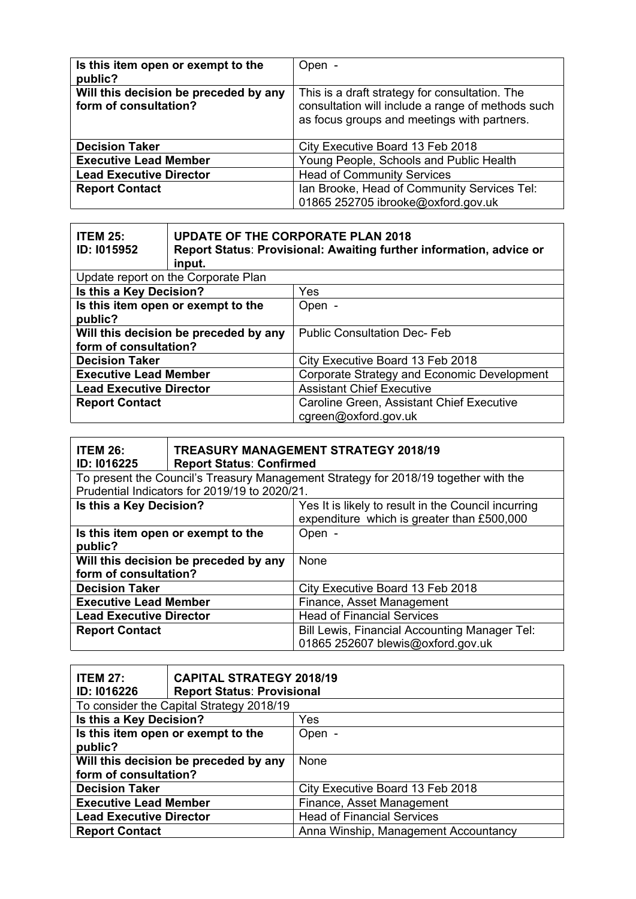| Is this item open or exempt to the public? | Open - |
|---|---|
| Will this decision be preceded by any form of consultation? | This is a draft strategy for consultation. The consultation will include a range of methods such as focus groups and meetings with partners. |
| Decision Taker | City Executive Board 13 Feb 2018 |
| Executive Lead Member | Young People, Schools and Public Health |
| Lead Executive Director | Head of Community Services |
| Report Contact | Ian Brooke, Head of Community Services Tel: 01865 252705 ibrooke@oxford.gov.uk |

| ITEM 25: ID: I015952 | UPDATE OF THE CORPORATE PLAN 2018 Report Status: Provisional: Awaiting further information, advice or input. |
|---|---|
| Update report on the Corporate Plan | |
| Is this a Key Decision? | Yes |
| Is this item open or exempt to the public? | Open - |
| Will this decision be preceded by any form of consultation? | Public Consultation Dec- Feb |
| Decision Taker | City Executive Board 13 Feb 2018 |
| Executive Lead Member | Corporate Strategy and Economic Development |
| Lead Executive Director | Assistant Chief Executive |
| Report Contact | Caroline Green, Assistant Chief Executive cgreen@oxford.gov.uk |

| ITEM 26: ID: I016225 | TREASURY MANAGEMENT STRATEGY 2018/19 Report Status: Confirmed |
|---|---|
| To present the Council's Treasury Management Strategy for 2018/19 together with the Prudential Indicators for 2019/19 to 2020/21. | |
| Is this a Key Decision? | Yes It is likely to result in the Council incurring expenditure which is greater than £500,000 |
| Is this item open or exempt to the public? | Open - |
| Will this decision be preceded by any form of consultation? | None |
| Decision Taker | City Executive Board 13 Feb 2018 |
| Executive Lead Member | Finance, Asset Management |
| Lead Executive Director | Head of Financial Services |
| Report Contact | Bill Lewis, Financial Accounting Manager Tel: 01865 252607 blewis@oxford.gov.uk |

| ITEM 27: ID: I016226 | CAPITAL STRATEGY 2018/19 Report Status: Provisional |
|---|---|
| To consider the Capital Strategy 2018/19 | |
| Is this a Key Decision? | Yes |
| Is this item open or exempt to the public? | Open - |
| Will this decision be preceded by any form of consultation? | None |
| Decision Taker | City Executive Board 13 Feb 2018 |
| Executive Lead Member | Finance, Asset Management |
| Lead Executive Director | Head of Financial Services |
| Report Contact | Anna Winship, Management Accountancy |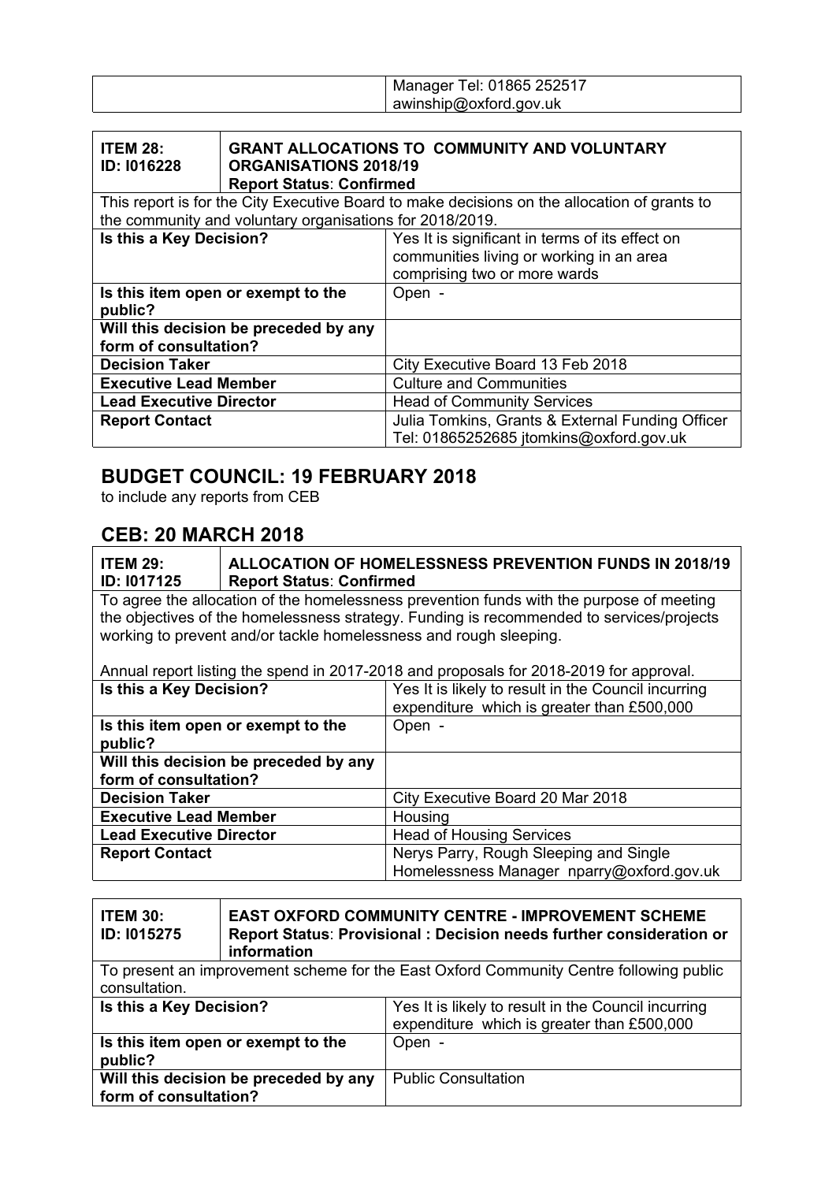| | Manager Tel: 01865 252517 awinship@oxford.gov.uk |
|---|---|

| **ITEM 28: ID: I016228** | **GRANT ALLOCATIONS TO COMMUNITY AND VOLUNTARY ORGANISATIONS 2018/19** **Report Status: Confirmed** |
|---|---|
| This report is for the City Executive Board to make decisions on the allocation of grants to the community and voluntary organisations for 2018/2019. | |
| **Is this a Key Decision?** | Yes It is significant in terms of its effect on communities living or working in an area comprising two or more wards |
| **Is this item open or exempt to the public?** | Open - |
| **Will this decision be preceded by any form of consultation?** | |
| **Decision Taker** | City Executive Board 13 Feb 2018 |
| **Executive Lead Member** | Culture and Communities |
| **Lead Executive Director** | Head of Community Services |
| **Report Contact** | Julia Tomkins, Grants & External Funding Officer Tel: 01865252685 jtomkins@oxford.gov.uk |

## BUDGET COUNCIL: 19 FEBRUARY 2018

to include any reports from CEB

## CEB: 20 MARCH 2018

| **ITEM 29: ID: I017125** | **ALLOCATION OF HOMELESSNESS PREVENTION FUNDS IN 2018/19** **Report Status: Confirmed** |
|---|---|
| To agree the allocation of the homelessness prevention funds with the purpose of meeting the objectives of the homelessness strategy. Funding is recommended to services/projects working to prevent and/or tackle homelessness and rough sleeping.<br><br>Annual report listing the spend in 2017-2018 and proposals for 2018-2019 for approval. | |
| **Is this a Key Decision?** | Yes It is likely to result in the Council incurring expenditure which is greater than £500,000 |
| **Is this item open or exempt to the public?** | Open - |
| **Will this decision be preceded by any form of consultation?** | |
| **Decision Taker** | City Executive Board 20 Mar 2018 |
| **Executive Lead Member** | Housing |
| **Lead Executive Director** | Head of Housing Services |
| **Report Contact** | Nerys Parry, Rough Sleeping and Single Homelessness Manager nparry@oxford.gov.uk |

| **ITEM 30: ID: I015275** | **EAST OXFORD COMMUNITY CENTRE - IMPROVEMENT SCHEME** **Report Status: Provisional : Decision needs further consideration or information** |
|---|---|
| To present an improvement scheme for the East Oxford Community Centre following public consultation. | |
| **Is this a Key Decision?** | Yes It is likely to result in the Council incurring expenditure which is greater than £500,000 |
| **Is this item open or exempt to the public?** | Open - |
| **Will this decision be preceded by any form of consultation?** | Public Consultation |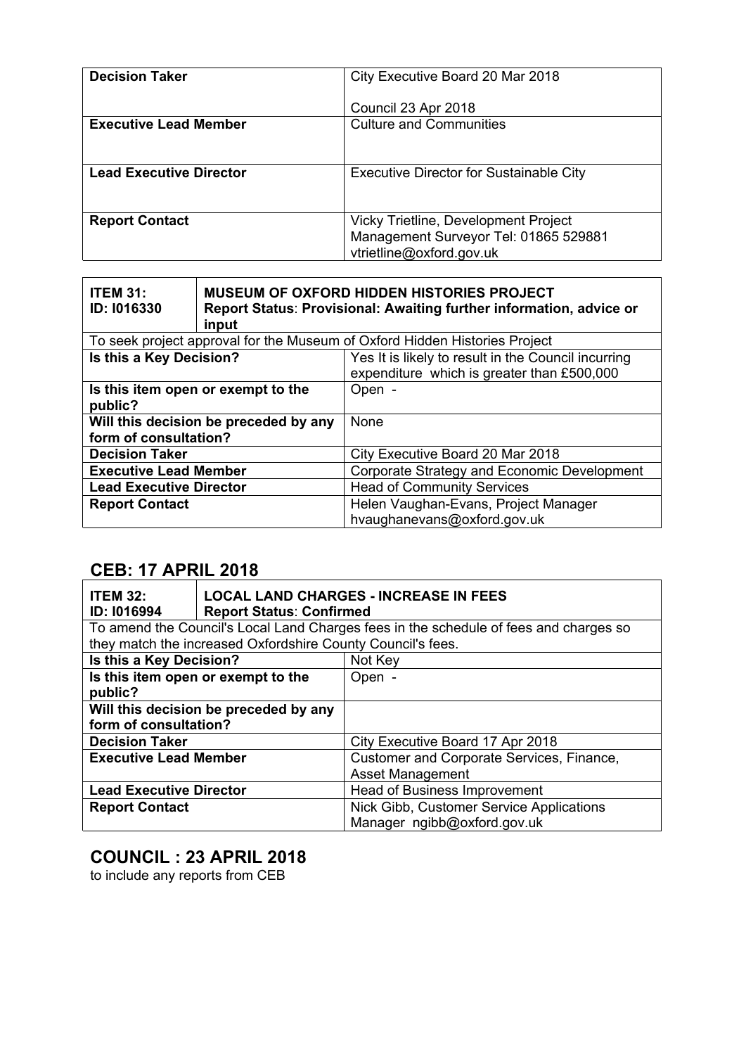| | |
|---|---|
| **Decision Taker** | City Executive Board 20 Mar 2018<br><br>Council 23 Apr 2018 |
| **Executive Lead Member** | Culture and Communities |
| **Lead Executive Director** | Executive Director for Sustainable City |
| **Report Contact** | Vicky Trietline, Development Project Management Surveyor Tel: 01865 529881 vtrietline@oxford.gov.uk |

| **ITEM 31:**<br>**ID: I016330** | **MUSEUM OF OXFORD HIDDEN HISTORIES PROJECT**<br>**Report Status**: **Provisional: Awaiting further information, advice or input** |
|---|---|
| To seek project approval for the Museum of Oxford Hidden Histories Project | |
| **Is this a Key Decision?** | Yes It is likely to result in the Council incurring expenditure which is greater than £500,000 |
| **Is this item open or exempt to the public?** | Open - |
| **Will this decision be preceded by any form of consultation?** | None |
| **Decision Taker** | City Executive Board 20 Mar 2018 |
| **Executive Lead Member** | Corporate Strategy and Economic Development |
| **Lead Executive Director** | Head of Community Services |
| **Report Contact** | Helen Vaughan-Evans, Project Manager hvaughanevans@oxford.gov.uk |

## CEB: 17 APRIL 2018

| **ITEM 32:**<br>**ID: I016994** | **LOCAL LAND CHARGES - INCREASE IN FEES**<br>**Report Status**: **Confirmed** |
|---|---|
| To amend the Council's Local Land Charges fees in the schedule of fees and charges so they match the increased Oxfordshire County Council's fees. | |
| **Is this a Key Decision?** | Not Key |
| **Is this item open or exempt to the public?** | Open - |
| **Will this decision be preceded by any form of consultation?** | |
| **Decision Taker** | City Executive Board 17 Apr 2018 |
| **Executive Lead Member** | Customer and Corporate Services, Finance, Asset Management |
| **Lead Executive Director** | Head of Business Improvement |
| **Report Contact** | Nick Gibb, Customer Service Applications Manager ngibb@oxford.gov.uk |

## COUNCIL : 23 APRIL 2018

to include any reports from CEB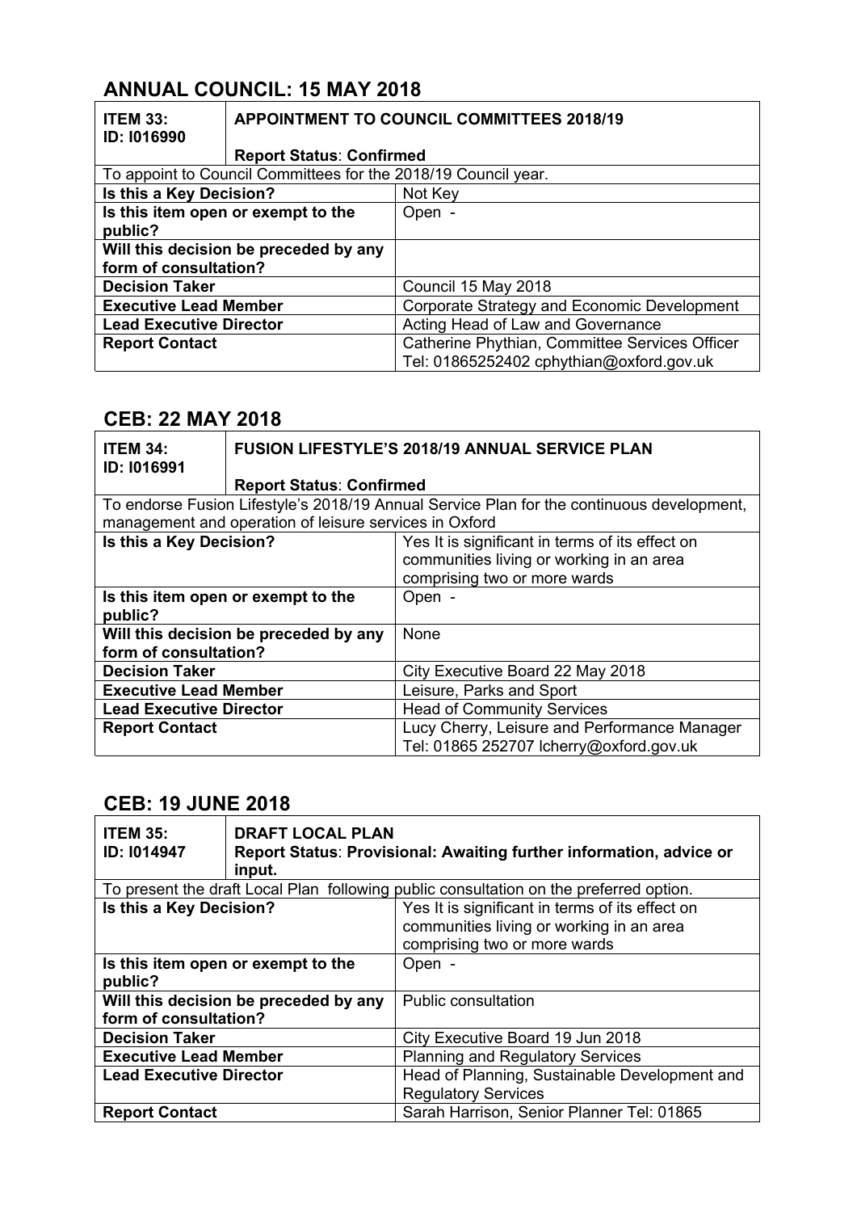## ANNUAL COUNCIL: 15 MAY 2018

| **ITEM 33: ID: I016990** | **APPOINTMENT TO COUNCIL COMMITTEES 2018/19**<br>**Report Status**: **Confirmed** |
|---|---|
| To appoint to Council Committees for the 2018/19 Council year. | |
| **Is this a Key Decision?** | Not Key |
| **Is this item open or exempt to the public?** | Open - |
| **Will this decision be preceded by any form of consultation?** | |
| **Decision Taker** | Council 15 May 2018 |
| **Executive Lead Member** | Corporate Strategy and Economic Development |
| **Lead Executive Director** | Acting Head of Law and Governance |
| **Report Contact** | Catherine Phythian, Committee Services Officer Tel: 01865252402 cphythian@oxford.gov.uk |

## CEB: 22 MAY 2018

| **ITEM 34: ID: I016991** | **FUSION LIFESTYLE'S 2018/19 ANNUAL SERVICE PLAN**<br>**Report Status**: **Confirmed** |
|---|---|
| To endorse Fusion Lifestyle's 2018/19 Annual Service Plan for the continuous development, management and operation of leisure services in Oxford | |
| **Is this a Key Decision?** | Yes It is significant in terms of its effect on communities living or working in an area comprising two or more wards |
| **Is this item open or exempt to the public?** | Open - |
| **Will this decision be preceded by any form of consultation?** | None |
| **Decision Taker** | City Executive Board 22 May 2018 |
| **Executive Lead Member** | Leisure, Parks and Sport |
| **Lead Executive Director** | Head of Community Services |
| **Report Contact** | Lucy Cherry, Leisure and Performance Manager Tel: 01865 252707 lcherry@oxford.gov.uk |

## CEB: 19 JUNE 2018

| **ITEM 35: ID: I014947** | **DRAFT LOCAL PLAN**<br>**Report Status**: **Provisional: Awaiting further information, advice or input.** |
|---|---|
| To present the draft Local Plan following public consultation on the preferred option. | |
| **Is this a Key Decision?** | Yes It is significant in terms of its effect on communities living or working in an area comprising two or more wards |
| **Is this item open or exempt to the public?** | Open - |
| **Will this decision be preceded by any form of consultation?** | Public consultation |
| **Decision Taker** | City Executive Board 19 Jun 2018 |
| **Executive Lead Member** | Planning and Regulatory Services |
| **Lead Executive Director** | Head of Planning, Sustainable Development and Regulatory Services |
| **Report Contact** | Sarah Harrison, Senior Planner Tel: 01865 |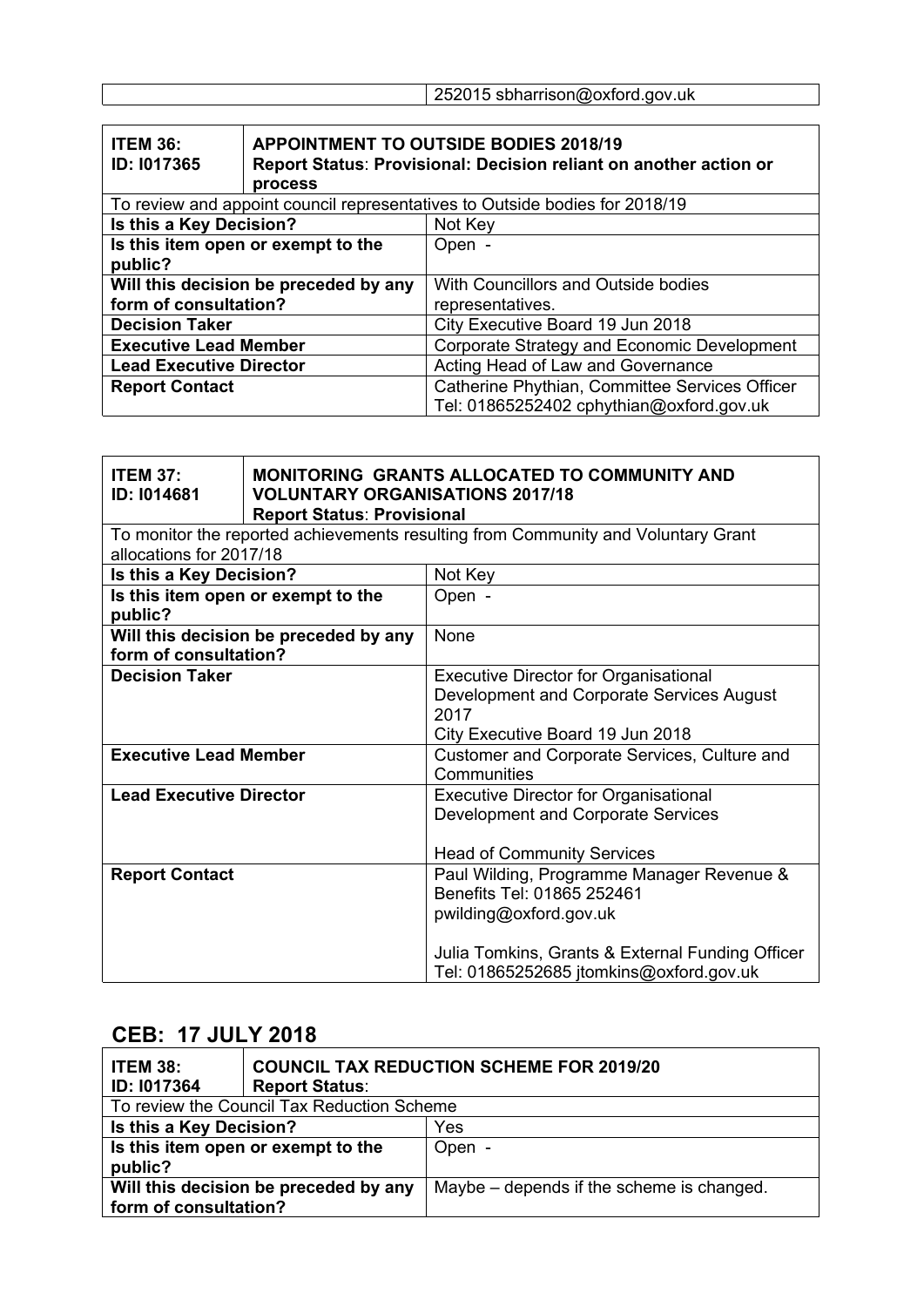| | | 252015 sbharrison@oxford.gov.uk |
|---|---|---|

| **ITEM 36: ID: I017365** | **APPOINTMENT TO OUTSIDE BODIES 2018/19 Report Status: Provisional: Decision reliant on another action or process** |
|---|---|
| To review and appoint council representatives to Outside bodies for 2018/19 | |
| **Is this a Key Decision?** | Not Key |
| **Is this item open or exempt to the public?** | Open - |
| **Will this decision be preceded by any form of consultation?** | With Councillors and Outside bodies representatives. |
| **Decision Taker** | City Executive Board 19 Jun 2018 |
| **Executive Lead Member** | Corporate Strategy and Economic Development |
| **Lead Executive Director** | Acting Head of Law and Governance |
| **Report Contact** | Catherine Phythian, Committee Services Officer Tel: 01865252402 cphythian@oxford.gov.uk |

| **ITEM 37: ID: I014681** | **MONITORING GRANTS ALLOCATED TO COMMUNITY AND VOLUNTARY ORGANISATIONS 2017/18 Report Status: Provisional** |
|---|---|
| To monitor the reported achievements resulting from Community and Voluntary Grant allocations for 2017/18 | |
| **Is this a Key Decision?** | Not Key |
| **Is this item open or exempt to the public?** | Open - |
| **Will this decision be preceded by any form of consultation?** | None |
| **Decision Taker** | Executive Director for Organisational Development and Corporate Services August 2017<br>City Executive Board 19 Jun 2018 |
| **Executive Lead Member** | Customer and Corporate Services, Culture and Communities |
| **Lead Executive Director** | Executive Director for Organisational Development and Corporate Services<br><br>Head of Community Services |
| **Report Contact** | Paul Wilding, Programme Manager Revenue & Benefits Tel: 01865 252461 pwilding@oxford.gov.uk<br><br>Julia Tomkins, Grants & External Funding Officer Tel: 01865252685 jtomkins@oxford.gov.uk |

## CEB: 17 JULY 2018

| **ITEM 38: ID: I017364** | **COUNCIL TAX REDUCTION SCHEME FOR 2019/20 Report Status:** |
|---|---|
| To review the Council Tax Reduction Scheme | |
| **Is this a Key Decision?** | Yes |
| **Is this item open or exempt to the public?** | Open - |
| **Will this decision be preceded by any form of consultation?** | Maybe – depends if the scheme is changed. |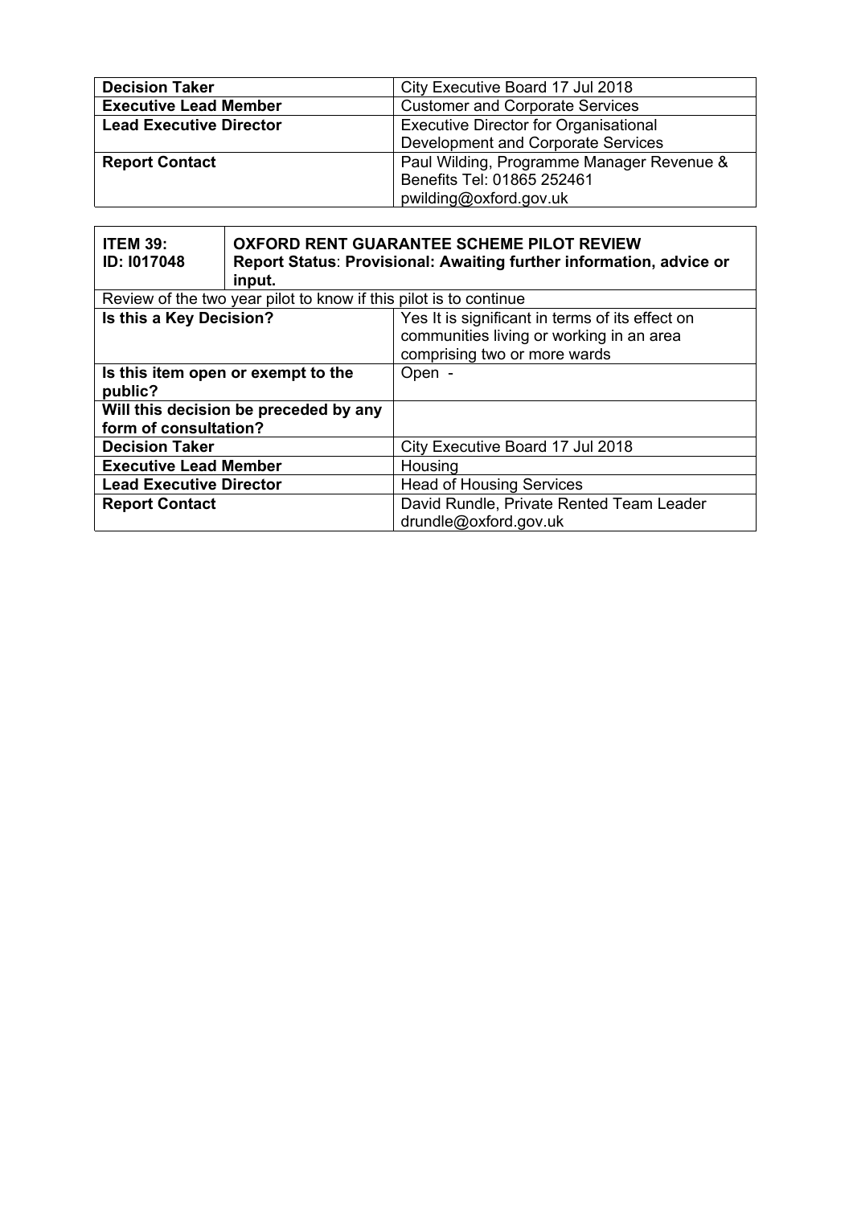| | |
|---|---|
| **Decision Taker** | City Executive Board 17 Jul 2018 |
| **Executive Lead Member** | Customer and Corporate Services |
| **Lead Executive Director** | Executive Director for Organisational Development and Corporate Services |
| **Report Contact** | Paul Wilding, Programme Manager Revenue & Benefits Tel: 01865 252461 pwilding@oxford.gov.uk |

| | |
|---|---|
| **ITEM 39: ID: I017048** | **OXFORD RENT GUARANTEE SCHEME PILOT REVIEW** **Report Status**: **Provisional: Awaiting further information, advice or input.** |
| Review of the two year pilot to know if this pilot is to continue | |
| **Is this a Key Decision?** | Yes It is significant in terms of its effect on communities living or working in an area comprising two or more wards |
| **Is this item open or exempt to the public?** | Open - |
| **Will this decision be preceded by any form of consultation?** | |
| **Decision Taker** | City Executive Board 17 Jul 2018 |
| **Executive Lead Member** | Housing |
| **Lead Executive Director** | Head of Housing Services |
| **Report Contact** | David Rundle, Private Rented Team Leader drundle@oxford.gov.uk |